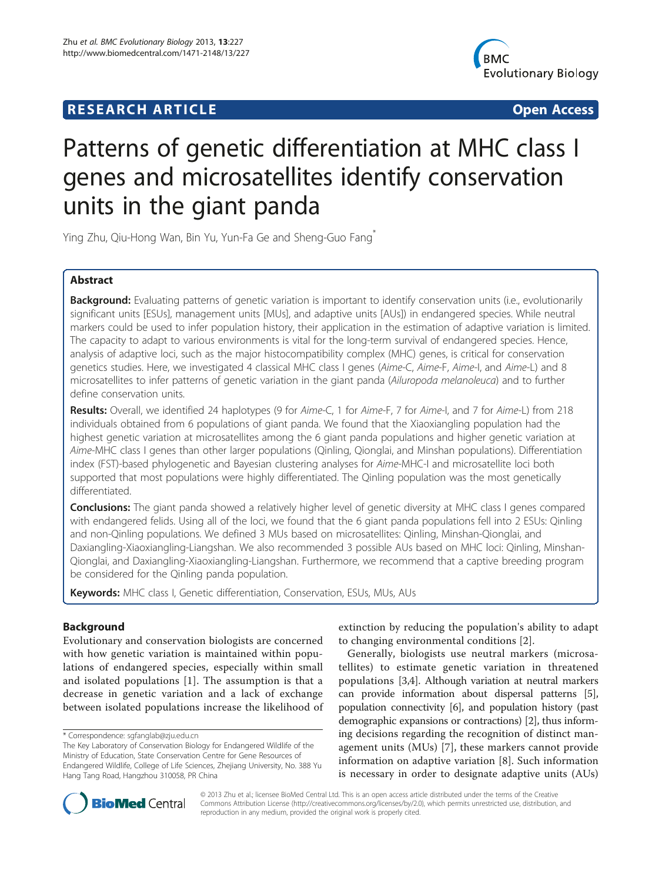**RESEARCH ARTICLE** **Open Access**

# Patterns of genetic differentiation at MHC class I genes and microsatellites identify conservation units in the giant panda

Ying Zhu, Qiu-Hong Wan, Bin Yu, Yun-Fa Ge and Sheng-Guo Fang*

## Abstract

**Background:** Evaluating patterns of genetic variation is important to identify conservation units (i.e., evolutionarily significant units [ESUs], management units [MUs], and adaptive units [AUs]) in endangered species. While neutral markers could be used to infer population history, their application in the estimation of adaptive variation is limited. The capacity to adapt to various environments is vital for the long-term survival of endangered species. Hence, analysis of adaptive loci, such as the major histocompatibility complex (MHC) genes, is critical for conservation genetics studies. Here, we investigated 4 classical MHC class I genes (*Aime*-C, *Aime*-F, *Aime*-I, and *Aime*-L) and 8 microsatellites to infer patterns of genetic variation in the giant panda (*Ailuropoda melanoleuca*) and to further define conservation units.

**Results:** Overall, we identified 24 haplotypes (9 for *Aime*-C, 1 for *Aime*-F, 7 for *Aime*-I, and 7 for *Aime*-L) from 218 individuals obtained from 6 populations of giant panda. We found that the Xiaoxiangling population had the highest genetic variation at microsatellites among the 6 giant panda populations and higher genetic variation at *Aime*-MHC class I genes than other larger populations (Qinling, Qionglai, and Minshan populations). Differentiation index (FST)-based phylogenetic and Bayesian clustering analyses for *Aime*-MHC-I and microsatellite loci both supported that most populations were highly differentiated. The Qinling population was the most genetically differentiated.

**Conclusions:** The giant panda showed a relatively higher level of genetic diversity at MHC class I genes compared with endangered felids. Using all of the loci, we found that the 6 giant panda populations fell into 2 ESUs: Qinling and non-Qinling populations. We defined 3 MUs based on microsatellites: Qinling, Minshan-Qionglai, and Daxiangling-Xiaoxiangling-Liangshan. We also recommended 3 possible AUs based on MHC loci: Qinling, Minshan-Qionglai, and Daxiangling-Xiaoxiangling-Liangshan. Furthermore, we recommend that a captive breeding program be considered for the Qinling panda population.

**Keywords:** MHC class I, Genetic differentiation, Conservation, ESUs, MUs, AUs

## Background

Evolutionary and conservation biologists are concerned with how genetic variation is maintained within populations of endangered species, especially within small and isolated populations [1]. The assumption is that a decrease in genetic variation and a lack of exchange between isolated populations increase the likelihood of extinction by reducing the population's ability to adapt to changing environmental conditions [2].

Generally, biologists use neutral markers (microsatellites) to estimate genetic variation in threatened populations [3,4]. Although variation at neutral markers can provide information about dispersal patterns [5], population connectivity [6], and population history (past demographic expansions or contractions) [2], thus informing decisions regarding the recognition of distinct management units (MUs) [7], these markers cannot provide information on adaptive variation [8]. Such information is necessary in order to designate adaptive units (AUs)

\* Correspondence: sgfanglab@zju.edu.cn

The Key Laboratory of Conservation Biology for Endangered Wildlife of the Ministry of Education, State Conservation Centre for Gene Resources of Endangered Wildlife, College of Life Sciences, Zhejiang University, No. 388 Yu Hang Tang Road, Hangzhou 310058, PR China

© 2013 Zhu et al.; licensee BioMed Central Ltd. This is an open access article distributed under the terms of the Creative Commons Attribution License (http://creativecommons.org/licenses/by/2.0), which permits unrestricted use, distribution, and reproduction in any medium, provided the original work is properly cited.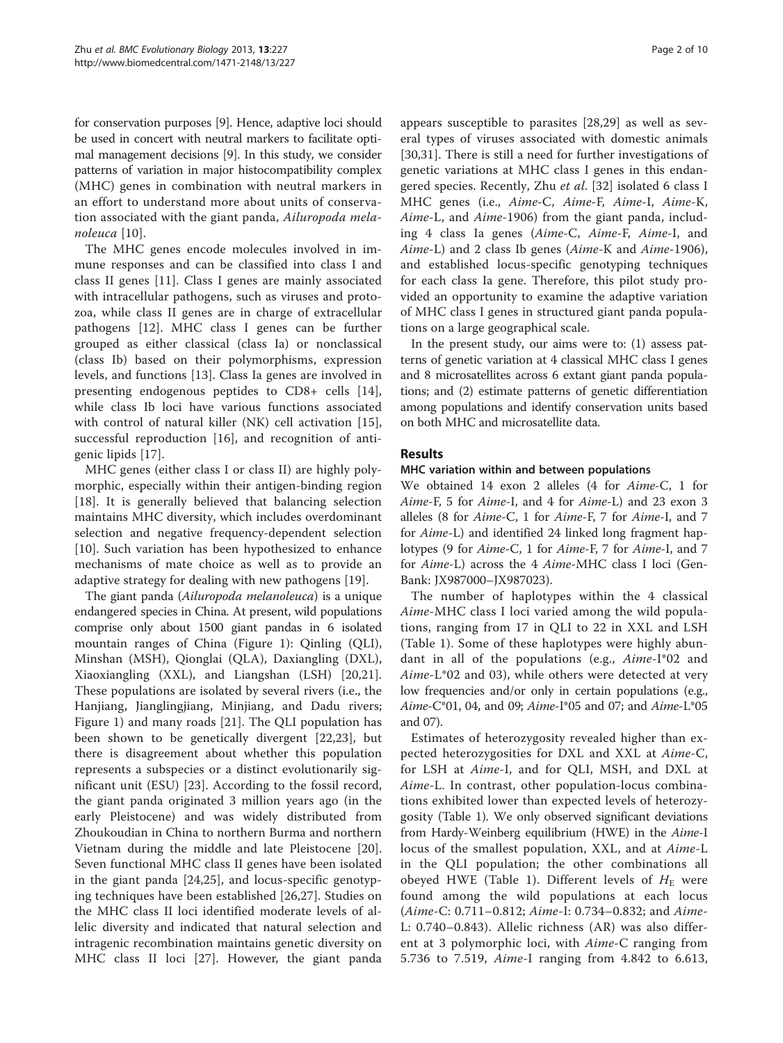for conservation purposes [9]. Hence, adaptive loci should be used in concert with neutral markers to facilitate optimal management decisions [9]. In this study, we consider patterns of variation in major histocompatibility complex (MHC) genes in combination with neutral markers in an effort to understand more about units of conservation associated with the giant panda, *Ailuropoda melanoleuca* [10].

The MHC genes encode molecules involved in immune responses and can be classified into class I and class II genes [11]. Class I genes are mainly associated with intracellular pathogens, such as viruses and protozoa, while class II genes are in charge of extracellular pathogens [12]. MHC class I genes can be further grouped as either classical (class Ia) or nonclassical (class Ib) based on their polymorphisms, expression levels, and functions [13]. Class Ia genes are involved in presenting endogenous peptides to CD8+ cells [14], while class Ib loci have various functions associated with control of natural killer (NK) cell activation [15], successful reproduction [16], and recognition of antigenic lipids [17].

MHC genes (either class I or class II) are highly polymorphic, especially within their antigen-binding region [18]. It is generally believed that balancing selection maintains MHC diversity, which includes overdominant selection and negative frequency-dependent selection [10]. Such variation has been hypothesized to enhance mechanisms of mate choice as well as to provide an adaptive strategy for dealing with new pathogens [19].

The giant panda (*Ailuropoda melanoleuca*) is a unique endangered species in China. At present, wild populations comprise only about 1500 giant pandas in 6 isolated mountain ranges of China (Figure 1): Qinling (QLI), Minshan (MSH), Qionglai (QLA), Daxiangling (DXL), Xiaoxiangling (XXL), and Liangshan (LSH) [20,21]. These populations are isolated by several rivers (i.e., the Hanjiang, Jianglingjiang, Minjiang, and Dadu rivers; Figure 1) and many roads [21]. The QLI population has been shown to be genetically divergent [22,23], but there is disagreement about whether this population represents a subspecies or a distinct evolutionarily significant unit (ESU) [23]. According to the fossil record, the giant panda originated 3 million years ago (in the early Pleistocene) and was widely distributed from Zhoukoudian in China to northern Burma and northern Vietnam during the middle and late Pleistocene [20]. Seven functional MHC class II genes have been isolated in the giant panda [24,25], and locus-specific genotyping techniques have been established [26,27]. Studies on the MHC class II loci identified moderate levels of allelic diversity and indicated that natural selection and intragenic recombination maintains genetic diversity on MHC class II loci [27]. However, the giant panda appears susceptible to parasites [28,29] as well as several types of viruses associated with domestic animals [30,31]. There is still a need for further investigations of genetic variations at MHC class I genes in this endangered species. Recently, Zhu *et al*. [32] isolated 6 class I MHC genes (i.e., *Aime*-C, *Aime*-F, *Aime*-I, *Aime*-K, *Aime*-L, and *Aime*-1906) from the giant panda, including 4 class Ia genes (*Aime*-C, *Aime*-F, *Aime*-I, and *Aime*-L) and 2 class Ib genes (*Aime*-K and *Aime*-1906), and established locus-specific genotyping techniques for each class Ia gene. Therefore, this pilot study provided an opportunity to examine the adaptive variation of MHC class I genes in structured giant panda populations on a large geographical scale.

In the present study, our aims were to: (1) assess patterns of genetic variation at 4 classical MHC class I genes and 8 microsatellites across 6 extant giant panda populations; and (2) estimate patterns of genetic differentiation among populations and identify conservation units based on both MHC and microsatellite data.

## Results

### MHC variation within and between populations

We obtained 14 exon 2 alleles (4 for *Aime*-C, 1 for *Aime*-F, 5 for *Aime*-I, and 4 for *Aime*-L) and 23 exon 3 alleles (8 for *Aime*-C, 1 for *Aime*-F, 7 for *Aime*-I, and 7 for *Aime*-L) and identified 24 linked long fragment haplotypes (9 for *Aime*-C, 1 for *Aime*-F, 7 for *Aime*-I, and 7 for *Aime*-L) across the 4 *Aime*-MHC class I loci (GenBank: JX987000–JX987023).

The number of haplotypes within the 4 classical *Aime*-MHC class I loci varied among the wild populations, ranging from 17 in QLI to 22 in XXL and LSH (Table 1). Some of these haplotypes were highly abundant in all of the populations (e.g., *Aime*-I*02 and *Aime*-L*02 and 03), while others were detected at very low frequencies and/or only in certain populations (e.g., *Aime*-C*01, 04, and 09; *Aime*-I*05 and 07; and *Aime*-L*05 and 07).

Estimates of heterozygosity revealed higher than expected heterozygosities for DXL and XXL at *Aime*-C, for LSH at *Aime*-I, and for QLI, MSH, and DXL at *Aime*-L. In contrast, other population-locus combinations exhibited lower than expected levels of heterozygosity (Table 1). We only observed significant deviations from Hardy-Weinberg equilibrium (HWE) in the *Aime*-I locus of the smallest population, XXL, and at *Aime*-L in the QLI population; the other combinations all obeyed HWE (Table 1). Different levels of $H_E$ were found among the wild populations at each locus (*Aime*-C: 0.711–0.812; *Aime*-I: 0.734–0.832; and *Aime*-L: 0.740–0.843). Allelic richness (AR) was also different at 3 polymorphic loci, with *Aime*-C ranging from 5.736 to 7.519, *Aime*-I ranging from 4.842 to 6.613,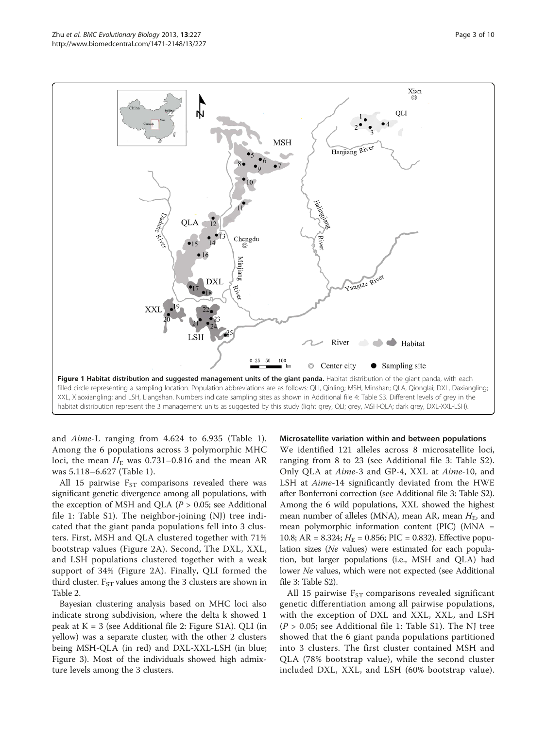**Figure 1 Habitat distribution and suggested management units of the giant panda.** Habitat distribution of the giant panda, with each filled circle representing a sampling location. Population abbreviations are as follows: QLI, Qinling; MSH, Minshan; QLA, Qionglai; DXL, Daxiangling; XXL, Xiaoxiangling; and LSH, Liangshan. Numbers indicate sampling sites as shown in Additional file 4: Table S3. Different levels of grey in the habitat distribution represent the 3 management units as suggested by this study (light grey, QLI; grey, MSH-QLA; dark grey, DXL-XXL-LSH).

and *Aime*-L ranging from 4.624 to 6.935 (Table 1). Among the 6 populations across 3 polymorphic MHC loci, the mean $H_E$ was 0.731–0.816 and the mean AR was 5.118–6.627 (Table 1).

All 15 pairwise $F_{ST}$ comparisons revealed there was significant genetic divergence among all populations, with the exception of MSH and QLA ($P > 0.05$; see Additional file 1: Table S1). The neighbor-joining (NJ) tree indicated that the giant panda populations fell into 3 clusters. First, MSH and QLA clustered together with 71% bootstrap values (Figure 2A). Second, The DXL, XXL, and LSH populations clustered together with a weak support of 34% (Figure 2A). Finally, QLI formed the third cluster. $F_{ST}$ values among the 3 clusters are shown in Table 2.

Bayesian clustering analysis based on MHC loci also indicate strong subdivision, where the delta k showed 1 peak at K = 3 (see Additional file 2: Figure S1A). QLI (in yellow) was a separate cluster, with the other 2 clusters being MSH-QLA (in red) and DXL-XXL-LSH (in blue; Figure 3). Most of the individuals showed high admixture levels among the 3 clusters.

### Microsatellite variation within and between populations

We identified 121 alleles across 8 microsatellite loci, ranging from 8 to 23 (see Additional file 3: Table S2). Only QLA at *Aime*-3 and GP-4, XXL at *Aime*-10, and LSH at *Aime*-14 significantly deviated from the HWE after Bonferroni correction (see Additional file 3: Table S2). Among the 6 wild populations, XXL showed the highest mean number of alleles (MNA), mean AR, mean $H_E$, and mean polymorphic information content (PIC) (MNA = 10.8; AR = 8.324; $H_E$ = 0.856; PIC = 0.832). Effective population sizes (*Ne* values) were estimated for each population, but larger populations (i.e., MSH and QLA) had lower *Ne* values, which were not expected (see Additional file 3: Table S2).

All 15 pairwise $F_{ST}$ comparisons revealed significant genetic differentiation among all pairwise populations, with the exception of DXL and XXL, XXL, and LSH ($P > 0.05$; see Additional file 1: Table S1). The NJ tree showed that the 6 giant panda populations partitioned into 3 clusters. The first cluster contained MSH and QLA (78% bootstrap value), while the second cluster included DXL, XXL, and LSH (60% bootstrap value).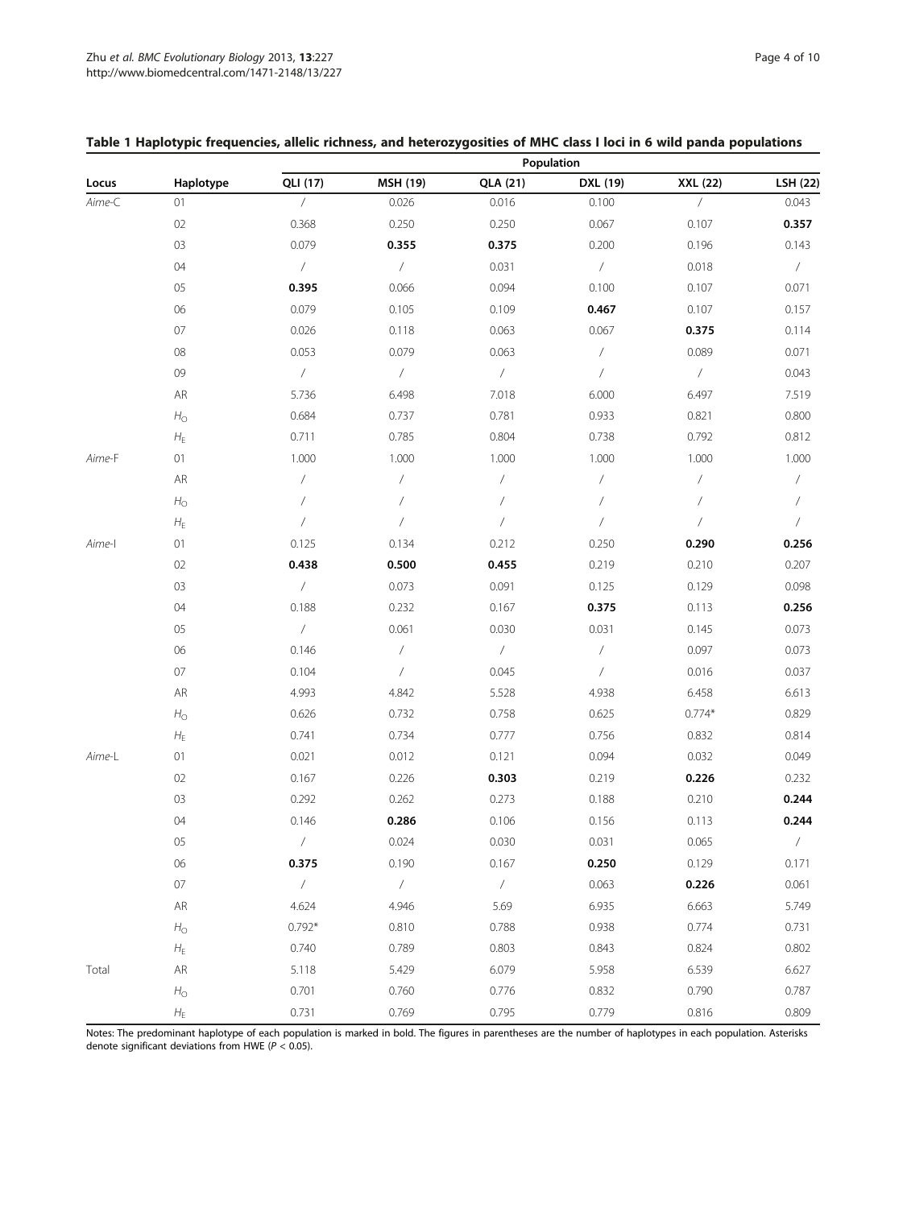**Table 1 Haplotypic frequencies, allelic richness, and heterozygosities of MHC class I loci in 6 wild panda populations**

| Locus | Haplotype | Population | | | | | |
|---|---|---|---|---|---|---|---|
| | | QLI (17) | MSH (19) | QLA (21) | DXL (19) | XXL (22) | LSH (22) |
| *Aime-C* | 01 | / | 0.026 | 0.016 | 0.100 | / | 0.043 |
| | 02 | 0.368 | 0.250 | 0.250 | 0.067 | 0.107 | **0.357** |
| | 03 | 0.079 | **0.355** | **0.375** | 0.200 | 0.196 | 0.143 |
| | 04 | / | / | 0.031 | / | 0.018 | / |
| | 05 | **0.395** | 0.066 | 0.094 | 0.100 | 0.107 | 0.071 |
| | 06 | 0.079 | 0.105 | 0.109 | **0.467** | 0.107 | 0.157 |
| | 07 | 0.026 | 0.118 | 0.063 | 0.067 | **0.375** | 0.114 |
| | 08 | 0.053 | 0.079 | 0.063 | / | 0.089 | 0.071 |
| | 09 | / | / | / | / | / | 0.043 |
| | AR | 5.736 | 6.498 | 7.018 | 6.000 | 6.497 | 7.519 |
| | $H_O$ | 0.684 | 0.737 | 0.781 | 0.933 | 0.821 | 0.800 |
| | $H_E$ | 0.711 | 0.785 | 0.804 | 0.738 | 0.792 | 0.812 |
| *Aime-F* | 01 | 1.000 | 1.000 | 1.000 | 1.000 | 1.000 | 1.000 |
| | AR | / | / | / | / | / | / |
| | $H_O$ | / | / | / | / | / | / |
| | $H_E$ | / | / | / | / | / | / |
| *Aime-I* | 01 | 0.125 | 0.134 | 0.212 | 0.250 | **0.290** | **0.256** |
| | 02 | **0.438** | **0.500** | **0.455** | 0.219 | 0.210 | 0.207 |
| | 03 | / | 0.073 | 0.091 | 0.125 | 0.129 | 0.098 |
| | 04 | 0.188 | 0.232 | 0.167 | **0.375** | 0.113 | **0.256** |
| | 05 | / | 0.061 | 0.030 | 0.031 | 0.145 | 0.073 |
| | 06 | 0.146 | / | / | / | 0.097 | 0.073 |
| | 07 | 0.104 | / | 0.045 | / | 0.016 | 0.037 |
| | AR | 4.993 | 4.842 | 5.528 | 4.938 | 6.458 | 6.613 |
| | $H_O$ | 0.626 | 0.732 | 0.758 | 0.625 | 0.774* | 0.829 |
| | $H_E$ | 0.741 | 0.734 | 0.777 | 0.756 | 0.832 | 0.814 |
| *Aime-L* | 01 | 0.021 | 0.012 | 0.121 | 0.094 | 0.032 | 0.049 |
| | 02 | 0.167 | 0.226 | **0.303** | 0.219 | **0.226** | 0.232 |
| | 03 | 0.292 | 0.262 | 0.273 | 0.188 | 0.210 | **0.244** |
| | 04 | 0.146 | **0.286** | 0.106 | 0.156 | 0.113 | **0.244** |
| | 05 | / | 0.024 | 0.030 | 0.031 | 0.065 | / |
| | 06 | **0.375** | 0.190 | 0.167 | **0.250** | 0.129 | 0.171 |
| | 07 | / | / | / | 0.063 | **0.226** | 0.061 |
| | AR | 4.624 | 4.946 | 5.69 | 6.935 | 6.663 | 5.749 |
| | $H_O$ | 0.792* | 0.810 | 0.788 | 0.938 | 0.774 | 0.731 |
| | $H_E$ | 0.740 | 0.789 | 0.803 | 0.843 | 0.824 | 0.802 |
| Total | AR | 5.118 | 5.429 | 6.079 | 5.958 | 6.539 | 6.627 |
| | $H_O$ | 0.701 | 0.760 | 0.776 | 0.832 | 0.790 | 0.787 |
| | $H_E$ | 0.731 | 0.769 | 0.795 | 0.779 | 0.816 | 0.809 |

Notes: The predominant haplotype of each population is marked in bold. The figures in parentheses are the number of haplotypes in each population. Asterisks denote significant deviations from HWE ($P < 0.05$).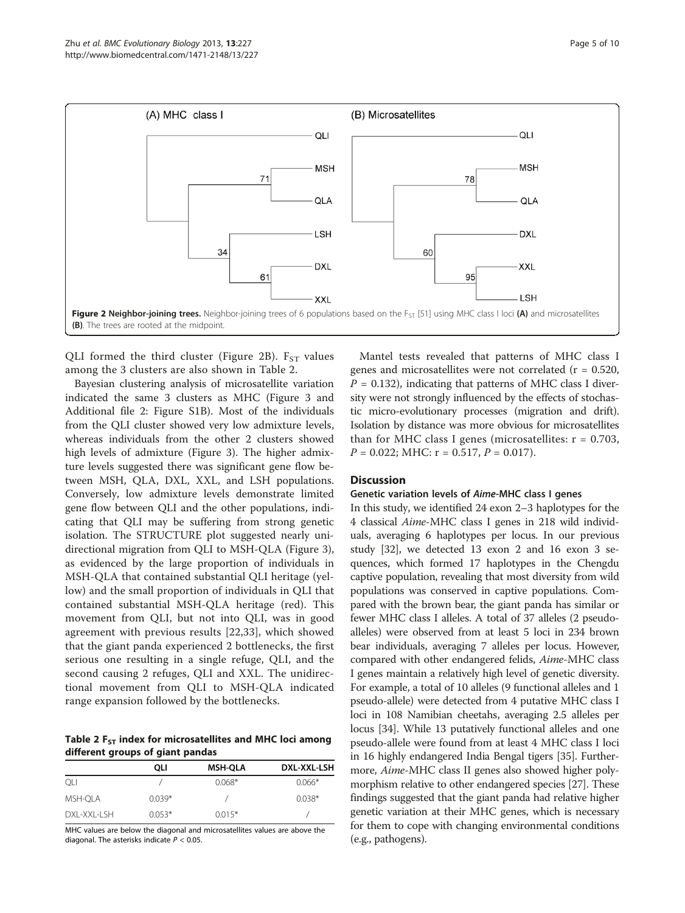**Figure 2 Neighbor-joining trees.** Neighbor-joining trees of 6 populations based on the $F_{ST}$ [51] using MHC class I loci **(A)** and microsatellites **(B)**. The trees are rooted at the midpoint.

QLI formed the third cluster (Figure 2B). $F_{ST}$ values among the 3 clusters are also shown in Table 2.

Bayesian clustering analysis of microsatellite variation indicated the same 3 clusters as MHC (Figure 3 and Additional file 2: Figure S1B). Most of the individuals from the QLI cluster showed very low admixture levels, whereas individuals from the other 2 clusters showed high levels of admixture (Figure 3). The higher admixture levels suggested there was significant gene flow between MSH, QLA, DXL, XXL, and LSH populations. Conversely, low admixture levels demonstrate limited gene flow between QLI and the other populations, indicating that QLI may be suffering from strong genetic isolation. The STRUCTURE plot suggested nearly unidirectional migration from QLI to MSH-QLA (Figure 3), as evidenced by the large proportion of individuals in MSH-QLA that contained substantial QLI heritage (yellow) and the small proportion of individuals in QLI that contained substantial MSH-QLA heritage (red). This movement from QLI, but not into QLI, was in good agreement with previous results [22,33], which showed that the giant panda experienced 2 bottlenecks, the first serious one resulting in a single refuge, QLI, and the second causing 2 refuges, QLI and XXL. The unidirectional movement from QLI to MSH-QLA indicated range expansion followed by the bottlenecks.

**Table 2 $F_{ST}$ index for microsatellites and MHC loci among different groups of giant pandas**

| | QLI | MSH-QLA | DXL-XXL-LSH |
|---|---|---|---|
| QLI | / | 0.068* | 0.066* |
| MSH-QLA | 0.039* | / | 0.038* |
| DXL-XXL-LSH | 0.053* | 0.015* | / |

MHC values are below the diagonal and microsatellites values are above the diagonal. The asterisks indicate $P < 0.05$.

Mantel tests revealed that patterns of MHC class I genes and microsatellites were not correlated ($r = 0.520$, $P = 0.132$), indicating that patterns of MHC class I diversity were not strongly influenced by the effects of stochastic micro-evolutionary processes (migration and drift). Isolation by distance was more obvious for microsatellites than for MHC class I genes (microsatellites: $r = 0.703$, $P = 0.022$; MHC: $r = 0.517$, $P = 0.017$).

## Discussion

### Genetic variation levels of *Aime*-MHC class I genes

In this study, we identified 24 exon 2–3 haplotypes for the 4 classical *Aime*-MHC class I genes in 218 wild individuals, averaging 6 haplotypes per locus. In our previous study [32], we detected 13 exon 2 and 16 exon 3 sequences, which formed 17 haplotypes in the Chengdu captive population, revealing that most diversity from wild populations was conserved in captive populations. Compared with the brown bear, the giant panda has similar or fewer MHC class I alleles. A total of 37 alleles (2 pseudo-alleles) were observed from at least 5 loci in 234 brown bear individuals, averaging 7 alleles per locus. However, compared with other endangered felids, *Aime*-MHC class I genes maintain a relatively high level of genetic diversity. For example, a total of 10 alleles (9 functional alleles and 1 pseudo-allele) were detected from 4 putative MHC class I loci in 108 Namibian cheetahs, averaging 2.5 alleles per locus [34]. While 13 putatively functional alleles and one pseudo-allele were found from at least 4 MHC class I loci in 16 highly endangered India Bengal tigers [35]. Furthermore, *Aime*-MHC class II genes also showed higher polymorphism relative to other endangered species [27]. These findings suggested that the giant panda had relative higher genetic variation at their MHC genes, which is necessary for them to cope with changing environmental conditions (e.g., pathogens).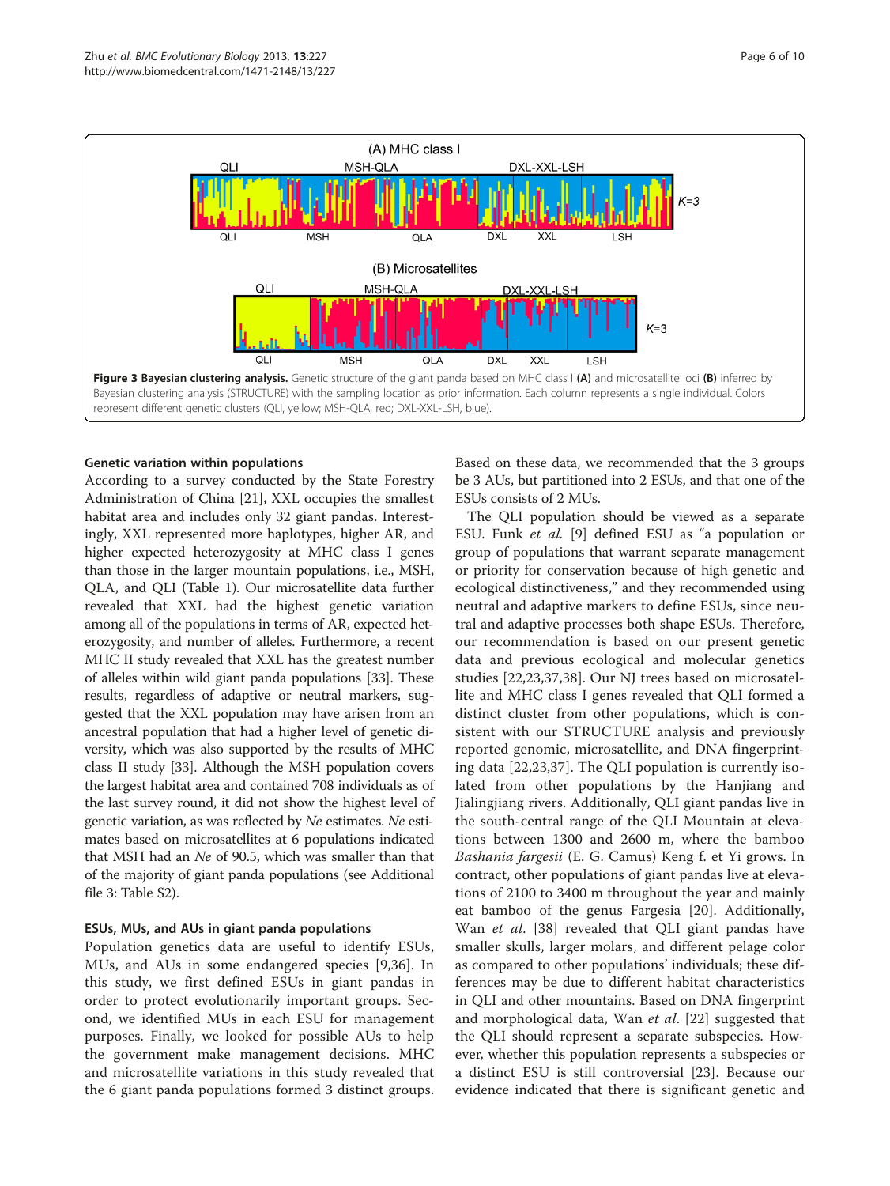**Figure 3 Bayesian clustering analysis.** Genetic structure of the giant panda based on MHC class I **(A)** and microsatellite loci **(B)** inferred by Bayesian clustering analysis (STRUCTURE) with the sampling location as prior information. Each column represents a single individual. Colors represent different genetic clusters (QLI, yellow; MSH-QLA, red; DXL-XXL-LSH, blue).

### Genetic variation within populations

According to a survey conducted by the State Forestry Administration of China [21], XXL occupies the smallest habitat area and includes only 32 giant pandas. Interestingly, XXL represented more haplotypes, higher AR, and higher expected heterozygosity at MHC class I genes than those in the larger mountain populations, i.e., MSH, QLA, and QLI (Table 1). Our microsatellite data further revealed that XXL had the highest genetic variation among all of the populations in terms of AR, expected heterozygosity, and number of alleles. Furthermore, a recent MHC II study revealed that XXL has the greatest number of alleles within wild giant panda populations [33]. These results, regardless of adaptive or neutral markers, suggested that the XXL population may have arisen from an ancestral population that had a higher level of genetic diversity, which was also supported by the results of MHC class II study [33]. Although the MSH population covers the largest habitat area and contained 708 individuals as of the last survey round, it did not show the highest level of genetic variation, as was reflected by *Ne* estimates. *Ne* estimates based on microsatellites at 6 populations indicated that MSH had an *Ne* of 90.5, which was smaller than that of the majority of giant panda populations (see Additional file 3: Table S2).

### ESUs, MUs, and AUs in giant panda populations

Population genetics data are useful to identify ESUs, MUs, and AUs in some endangered species [9,36]. In this study, we first defined ESUs in giant pandas in order to protect evolutionarily important groups. Second, we identified MUs in each ESU for management purposes. Finally, we looked for possible AUs to help the government make management decisions. MHC and microsatellite variations in this study revealed that the 6 giant panda populations formed 3 distinct groups. Based on these data, we recommended that the 3 groups be 3 AUs, but partitioned into 2 ESUs, and that one of the ESUs consists of 2 MUs.

The QLI population should be viewed as a separate ESU. Funk *et al.* [9] defined ESU as "a population or group of populations that warrant separate management or priority for conservation because of high genetic and ecological distinctiveness," and they recommended using neutral and adaptive markers to define ESUs, since neutral and adaptive processes both shape ESUs. Therefore, our recommendation is based on our present genetic data and previous ecological and molecular genetics studies [22,23,37,38]. Our NJ trees based on microsatellite and MHC class I genes revealed that QLI formed a distinct cluster from other populations, which is consistent with our STRUCTURE analysis and previously reported genomic, microsatellite, and DNA fingerprinting data [22,23,37]. The QLI population is currently isolated from other populations by the Hanjiang and Jialingjiang rivers. Additionally, QLI giant pandas live in the south-central range of the QLI Mountain at elevations between 1300 and 2600 m, where the bamboo *Bashania fargesii* (E. G. Camus) Keng f. et Yi grows. In contract, other populations of giant pandas live at elevations of 2100 to 3400 m throughout the year and mainly eat bamboo of the genus Fargesia [20]. Additionally, Wan *et al.* [38] revealed that QLI giant pandas have smaller skulls, larger molars, and different pelage color as compared to other populations' individuals; these differences may be due to different habitat characteristics in QLI and other mountains. Based on DNA fingerprint and morphological data, Wan *et al.* [22] suggested that the QLI should represent a separate subspecies. However, whether this population represents a subspecies or a distinct ESU is still controversial [23]. Because our evidence indicated that there is significant genetic and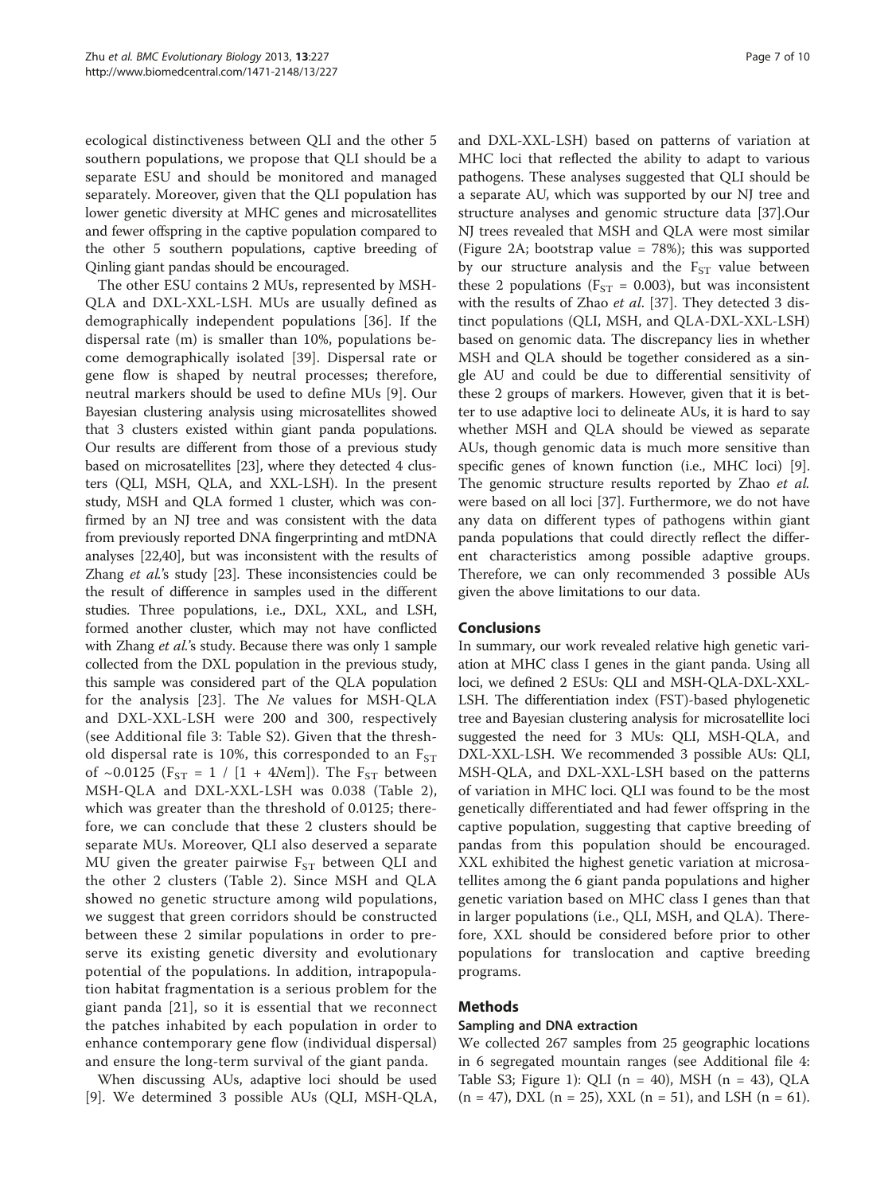ecological distinctiveness between QLI and the other 5 southern populations, we propose that QLI should be a separate ESU and should be monitored and managed separately. Moreover, given that the QLI population has lower genetic diversity at MHC genes and microsatellites and fewer offspring in the captive population compared to the other 5 southern populations, captive breeding of Qinling giant pandas should be encouraged.

The other ESU contains 2 MUs, represented by MSH-QLA and DXL-XXL-LSH. MUs are usually defined as demographically independent populations [36]. If the dispersal rate (m) is smaller than 10%, populations become demographically isolated [39]. Dispersal rate or gene flow is shaped by neutral processes; therefore, neutral markers should be used to define MUs [9]. Our Bayesian clustering analysis using microsatellites showed that 3 clusters existed within giant panda populations. Our results are different from those of a previous study based on microsatellites [23], where they detected 4 clusters (QLI, MSH, QLA, and XXL-LSH). In the present study, MSH and QLA formed 1 cluster, which was confirmed by an NJ tree and was consistent with the data from previously reported DNA fingerprinting and mtDNA analyses [22,40], but was inconsistent with the results of Zhang *et al.*'s study [23]. These inconsistencies could be the result of difference in samples used in the different studies. Three populations, i.e., DXL, XXL, and LSH, formed another cluster, which may not have conflicted with Zhang *et al.*'s study. Because there was only 1 sample collected from the DXL population in the previous study, this sample was considered part of the QLA population for the analysis [23]. The *Ne* values for MSH-QLA and DXL-XXL-LSH were 200 and 300, respectively (see Additional file 3: Table S2). Given that the threshold dispersal rate is 10%, this corresponded to an $F_{ST}$ of ~0.0125 ($F_{ST} = 1 / [1 + 4Nem]$). The $F_{ST}$ between MSH-QLA and DXL-XXL-LSH was 0.038 (Table 2), which was greater than the threshold of 0.0125; therefore, we can conclude that these 2 clusters should be separate MUs. Moreover, QLI also deserved a separate MU given the greater pairwise $F_{ST}$ between QLI and the other 2 clusters (Table 2). Since MSH and QLA showed no genetic structure among wild populations, we suggest that green corridors should be constructed between these 2 similar populations in order to preserve its existing genetic diversity and evolutionary potential of the populations. In addition, intrapopulation habitat fragmentation is a serious problem for the giant panda [21], so it is essential that we reconnect the patches inhabited by each population in order to enhance contemporary gene flow (individual dispersal) and ensure the long-term survival of the giant panda.

When discussing AUs, adaptive loci should be used [9]. We determined 3 possible AUs (QLI, MSH-QLA, and DXL-XXL-LSH) based on patterns of variation at MHC loci that reflected the ability to adapt to various pathogens. These analyses suggested that QLI should be a separate AU, which was supported by our NJ tree and structure analyses and genomic structure data [37].Our NJ trees revealed that MSH and QLA were most similar (Figure 2A; bootstrap value = 78%); this was supported by our structure analysis and the $F_{ST}$ value between these 2 populations ($F_{ST}$ = 0.003), but was inconsistent with the results of Zhao *et al*. [37]. They detected 3 distinct populations (QLI, MSH, and QLA-DXL-XXL-LSH) based on genomic data. The discrepancy lies in whether MSH and QLA should be together considered as a single AU and could be due to differential sensitivity of these 2 groups of markers. However, given that it is better to use adaptive loci to delineate AUs, it is hard to say whether MSH and QLA should be viewed as separate AUs, though genomic data is much more sensitive than specific genes of known function (i.e., MHC loci) [9]. The genomic structure results reported by Zhao *et al.* were based on all loci [37]. Furthermore, we do not have any data on different types of pathogens within giant panda populations that could directly reflect the different characteristics among possible adaptive groups. Therefore, we can only recommended 3 possible AUs given the above limitations to our data.

## Conclusions

In summary, our work revealed relative high genetic variation at MHC class I genes in the giant panda. Using all loci, we defined 2 ESUs: QLI and MSH-QLA-DXL-XXL-LSH. The differentiation index (FST)-based phylogenetic tree and Bayesian clustering analysis for microsatellite loci suggested the need for 3 MUs: QLI, MSH-QLA, and DXL-XXL-LSH. We recommended 3 possible AUs: QLI, MSH-QLA, and DXL-XXL-LSH based on the patterns of variation in MHC loci. QLI was found to be the most genetically differentiated and had fewer offspring in the captive population, suggesting that captive breeding of pandas from this population should be encouraged. XXL exhibited the highest genetic variation at microsatellites among the 6 giant panda populations and higher genetic variation based on MHC class I genes than that in larger populations (i.e., QLI, MSH, and QLA). Therefore, XXL should be considered before prior to other populations for translocation and captive breeding programs.

## Methods

### Sampling and DNA extraction

We collected 267 samples from 25 geographic locations in 6 segregated mountain ranges (see Additional file 4: Table S3; Figure 1): QLI (n = 40), MSH (n = 43), QLA (n = 47), DXL (n = 25), XXL (n = 51), and LSH (n = 61).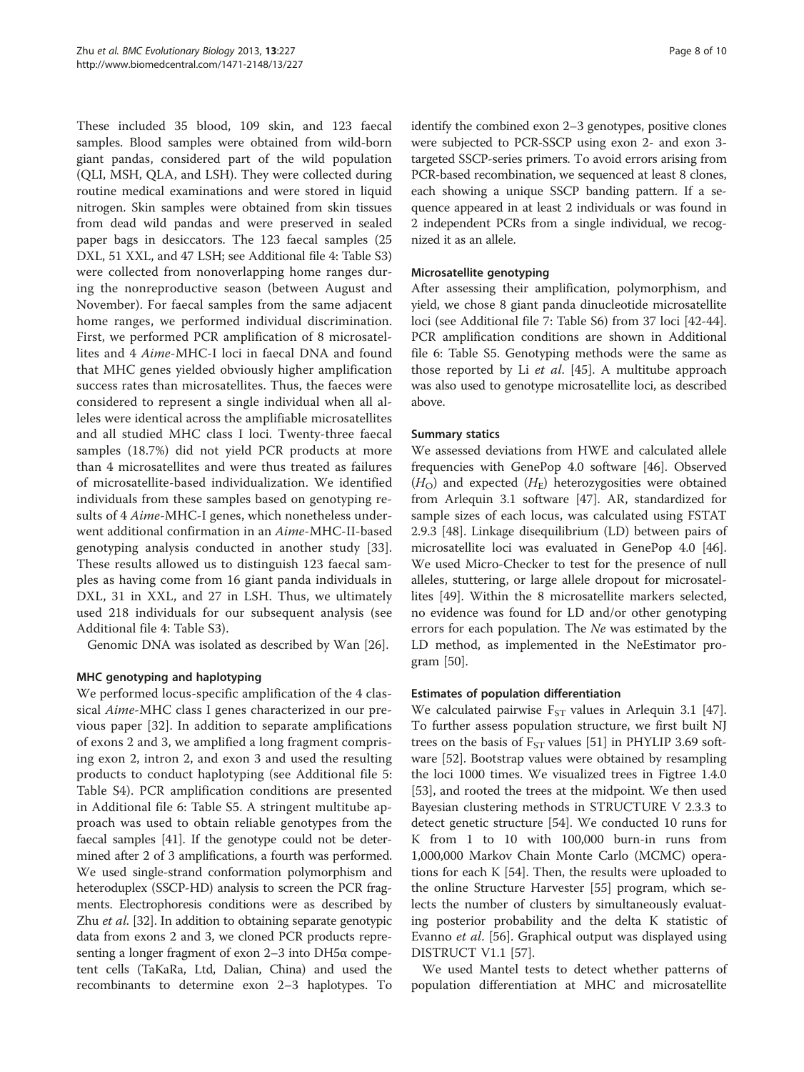These included 35 blood, 109 skin, and 123 faecal samples. Blood samples were obtained from wild-born giant pandas, considered part of the wild population (QLI, MSH, QLA, and LSH). They were collected during routine medical examinations and were stored in liquid nitrogen. Skin samples were obtained from skin tissues from dead wild pandas and were preserved in sealed paper bags in desiccators. The 123 faecal samples (25 DXL, 51 XXL, and 47 LSH; see Additional file 4: Table S3) were collected from nonoverlapping home ranges during the nonreproductive season (between August and November). For faecal samples from the same adjacent home ranges, we performed individual discrimination. First, we performed PCR amplification of 8 microsatellites and 4 *Aime*-MHC-I loci in faecal DNA and found that MHC genes yielded obviously higher amplification success rates than microsatellites. Thus, the faeces were considered to represent a single individual when all alleles were identical across the amplifiable microsatellites and all studied MHC class I loci. Twenty-three faecal samples (18.7%) did not yield PCR products at more than 4 microsatellites and were thus treated as failures of microsatellite-based individualization. We identified individuals from these samples based on genotyping results of 4 *Aime*-MHC-I genes, which nonetheless underwent additional confirmation in an *Aime*-MHC-II-based genotyping analysis conducted in another study [33]. These results allowed us to distinguish 123 faecal samples as having come from 16 giant panda individuals in DXL, 31 in XXL, and 27 in LSH. Thus, we ultimately used 218 individuals for our subsequent analysis (see Additional file 4: Table S3).

Genomic DNA was isolated as described by Wan [26].

### MHC genotyping and haplotyping

We performed locus-specific amplification of the 4 classical *Aime*-MHC class I genes characterized in our previous paper [32]. In addition to separate amplifications of exons 2 and 3, we amplified a long fragment comprising exon 2, intron 2, and exon 3 and used the resulting products to conduct haplotyping (see Additional file 5: Table S4). PCR amplification conditions are presented in Additional file 6: Table S5. A stringent multitube approach was used to obtain reliable genotypes from the faecal samples [41]. If the genotype could not be determined after 2 of 3 amplifications, a fourth was performed. We used single-strand conformation polymorphism and heteroduplex (SSCP-HD) analysis to screen the PCR fragments. Electrophoresis conditions were as described by Zhu *et al*. [32]. In addition to obtaining separate genotypic data from exons 2 and 3, we cloned PCR products representing a longer fragment of exon 2–3 into DH5α competent cells (TaKaRa, Ltd, Dalian, China) and used the recombinants to determine exon 2–3 haplotypes. To identify the combined exon 2–3 genotypes, positive clones were subjected to PCR-SSCP using exon 2- and exon 3-targeted SSCP-series primers. To avoid errors arising from PCR-based recombination, we sequenced at least 8 clones, each showing a unique SSCP banding pattern. If a sequence appeared in at least 2 individuals or was found in 2 independent PCRs from a single individual, we recognized it as an allele.

### Microsatellite genotyping

After assessing their amplification, polymorphism, and yield, we chose 8 giant panda dinucleotide microsatellite loci (see Additional file 7: Table S6) from 37 loci [42-44]. PCR amplification conditions are shown in Additional file 6: Table S5. Genotyping methods were the same as those reported by Li *et al*. [45]. A multitube approach was also used to genotype microsatellite loci, as described above.

### Summary statics

We assessed deviations from HWE and calculated allele frequencies with GenePop 4.0 software [46]. Observed ($H_O$) and expected ($H_E$) heterozygosities were obtained from Arlequin 3.1 software [47]. AR, standardized for sample sizes of each locus, was calculated using FSTAT 2.9.3 [48]. Linkage disequilibrium (LD) between pairs of microsatellite loci was evaluated in GenePop 4.0 [46]. We used Micro-Checker to test for the presence of null alleles, stuttering, or large allele dropout for microsatellites [49]. Within the 8 microsatellite markers selected, no evidence was found for LD and/or other genotyping errors for each population. The *Ne* was estimated by the LD method, as implemented in the NeEstimator program [50].

### Estimates of population differentiation

We calculated pairwise $F_{ST}$ values in Arlequin 3.1 [47]. To further assess population structure, we first built NJ trees on the basis of $F_{ST}$ values [51] in PHYLIP 3.69 software [52]. Bootstrap values were obtained by resampling the loci 1000 times. We visualized trees in Figtree 1.4.0 [53], and rooted the trees at the midpoint. We then used Bayesian clustering methods in STRUCTURE V 2.3.3 to detect genetic structure [54]. We conducted 10 runs for K from 1 to 10 with 100,000 burn-in runs from 1,000,000 Markov Chain Monte Carlo (MCMC) operations for each K [54]. Then, the results were uploaded to the online Structure Harvester [55] program, which selects the number of clusters by simultaneously evaluating posterior probability and the delta K statistic of Evanno *et al*. [56]. Graphical output was displayed using DISTRUCT V1.1 [57].

We used Mantel tests to detect whether patterns of population differentiation at MHC and microsatellite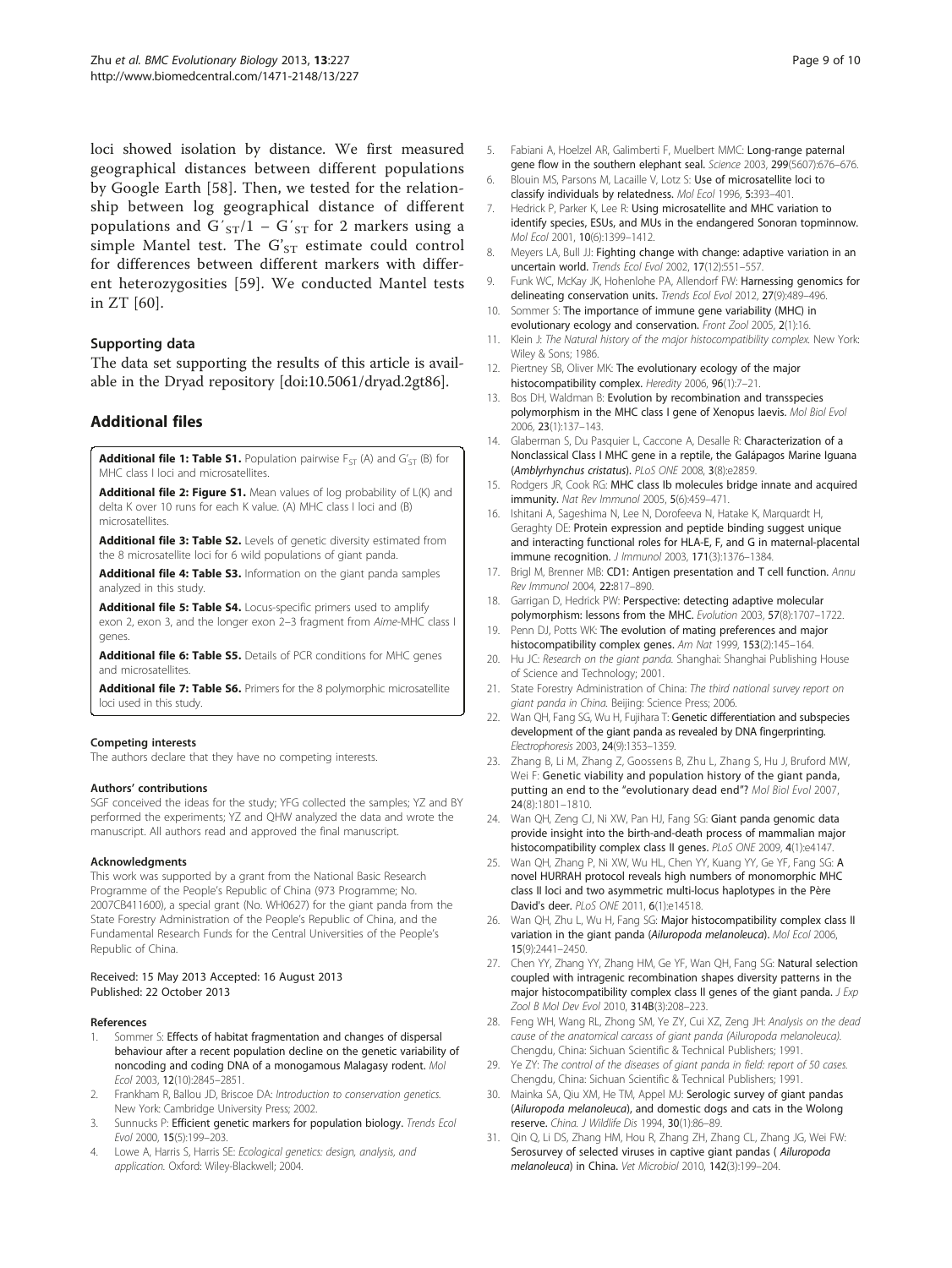loci showed isolation by distance. We first measured geographical distances between different populations by Google Earth [58]. Then, we tested for the relationship between log geographical distance of different populations and $G'_{ST}/1 - G'_{ST}$ for 2 markers using a simple Mantel test. The $G'_{ST}$ estimate could control for differences between different markers with different heterozygosities [59]. We conducted Mantel tests in ZT [60].

### Supporting data

The data set supporting the results of this article is available in the Dryad repository [doi:10.5061/dryad.2gt86].

## Additional files

**Additional file 1: Table S1.** Population pairwise $F_{ST}$ (A) and $G'_{ST}$ (B) for MHC class I loci and microsatellites.

**Additional file 2: Figure S1.** Mean values of log probability of L(K) and delta K over 10 runs for each K value. (A) MHC class I loci and (B) microsatellites.

**Additional file 3: Table S2.** Levels of genetic diversity estimated from the 8 microsatellite loci for 6 wild populations of giant panda.

**Additional file 4: Table S3.** Information on the giant panda samples analyzed in this study.

**Additional file 5: Table S4.** Locus-specific primers used to amplify exon 2, exon 3, and the longer exon 2–3 fragment from *Aime*-MHC class I genes.

**Additional file 6: Table S5.** Details of PCR conditions for MHC genes and microsatellites.

**Additional file 7: Table S6.** Primers for the 8 polymorphic microsatellite loci used in this study.

#### Competing interests

The authors declare that they have no competing interests.

#### Authors' contributions

SGF conceived the ideas for the study; YFG collected the samples; YZ and BY performed the experiments; YZ and QHW analyzed the data and wrote the manuscript. All authors read and approved the final manuscript.

#### Acknowledgments

This work was supported by a grant from the National Basic Research Programme of the People's Republic of China (973 Programme; No. 2007CB411600), a special grant (No. WH0627) for the giant panda from the State Forestry Administration of the People's Republic of China, and the Fundamental Research Funds for the Central Universities of the People's Republic of China.

Received: 15 May 2013 Accepted: 16 August 2013
Published: 22 October 2013

#### References

1. Sommer S: **Effects of habitat fragmentation and changes of dispersal behaviour after a recent population decline on the genetic variability of noncoding and coding DNA of a monogamous Malagasy rodent.** *Mol Ecol* 2003, **12**(10):2845–2851.
2. Frankham R, Ballou JD, Briscoe DA: *Introduction to conservation genetics.* New York: Cambridge University Press; 2002.
3. Sunnucks P: **Efficient genetic markers for population biology.** *Trends Ecol Evol* 2000, **15**(5):199–203.
4. Lowe A, Harris S, Harris SE: *Ecological genetics: design, analysis, and application.* Oxford: Wiley-Blackwell; 2004.
5. Fabiani A, Hoelzel AR, Galimberti F, Muelbert MMC: **Long-range paternal gene flow in the southern elephant seal.** *Science* 2003, **299**(5607):676–676.
6. Blouin MS, Parsons M, Lacaille V, Lotz S: **Use of microsatellite loci to classify individuals by relatedness.** *Mol Ecol* 1996, **5**:393–401.
7. Hedrick P, Parker K, Lee R: **Using microsatellite and MHC variation to identify species, ESUs, and MUs in the endangered Sonoran topminnow.** *Mol Ecol* 2001, **10**(6):1399–1412.
8. Meyers LA, Bull JJ: **Fighting change with change: adaptive variation in an uncertain world.** *Trends Ecol Evol* 2002, **17**(12):551–557.
9. Funk WC, McKay JK, Hohenlohe PA, Allendorf FW: **Harnessing genomics for delineating conservation units.** *Trends Ecol Evol* 2012, **27**(9):489–496.
10. Sommer S: **The importance of immune gene variability (MHC) in evolutionary ecology and conservation.** *Front Zool* 2005, **2**(1):16.
11. Klein J: *The Natural history of the major histocompatibility complex.* New York: Wiley & Sons; 1986.
12. Piertney SB, Oliver MK: **The evolutionary ecology of the major histocompatibility complex.** *Heredity* 2006, **96**(1):7–21.
13. Bos DH, Waldman B: **Evolution by recombination and transspecies polymorphism in the MHC class I gene of Xenopus laevis.** *Mol Biol Evol* 2006, **23**(1):137–143.
14. Glaberman S, Du Pasquier L, Caccone A, Desalle R: **Characterization of a Nonclassical Class I MHC gene in a reptile, the Galápagos Marine Iguana (*Amblyrhynchus cristatus*).** *PLoS ONE* 2008, **3**(8):e2859.
15. Rodgers JR, Cook RG: **MHC class Ib molecules bridge innate and acquired immunity.** *Nat Rev Immunol* 2005, **5**(6):459–471.
16. Ishitani A, Sageshima N, Lee N, Dorofeeva N, Hatake K, Marquardt H, Geraghty DE: **Protein expression and peptide binding suggest unique and interacting functional roles for HLA-E, F, and G in maternal-placental immune recognition.** *J Immunol* 2003, **171**(3):1376–1384.
17. Brigl M, Brenner MB: **CD1: Antigen presentation and T cell function.** *Annu Rev Immunol* 2004, **22**:817–890.
18. Garrigan D, Hedrick PW: **Perspective: detecting adaptive molecular polymorphism: lessons from the MHC.** *Evolution* 2003, **57**(8):1707–1722.
19. Penn DJ, Potts WK: **The evolution of mating preferences and major histocompatibility complex genes.** *Am Nat* 1999, **153**(2):145–164.
20. Hu JC: *Research on the giant panda.* Shanghai: Shanghai Publishing House of Science and Technology; 2001.
21. State Forestry Administration of China: *The third national survey report on giant panda in China.* Beijing: Science Press; 2006.
22. Wan QH, Fang SG, Wu H, Fujihara T: **Genetic differentiation and subspecies development of the giant panda as revealed by DNA fingerprinting.** *Electrophoresis* 2003, **24**(9):1353–1359.
23. Zhang B, Li M, Zhang Z, Goossens B, Zhu L, Zhang S, Hu J, Bruford MW, Wei F: **Genetic viability and population history of the giant panda, putting an end to the "evolutionary dead end"?** *Mol Biol Evol* 2007, **24**(8):1801–1810.
24. Wan QH, Zeng CJ, Ni XW, Pan HJ, Fang SG: **Giant panda genomic data provide insight into the birth-and-death process of mammalian major histocompatibility complex class II genes.** *PLoS ONE* 2009, **4**(1):e4147.
25. Wan QH, Zhang P, Ni XW, Wu HL, Chen YY, Kuang YY, Ge YF, Fang SG: **A novel HURRAH protocol reveals high numbers of monomorphic MHC class II loci and two asymmetric multi-locus haplotypes in the Père David's deer.** *PLoS ONE* 2011, **6**(1):e14518.
26. Wan QH, Zhu L, Wu H, Fang SG: **Major histocompatibility complex class II variation in the giant panda (*Ailuropoda melanoleuca*).** *Mol Ecol* 2006, **15**(9):2441–2450.
27. Chen YY, Zhang YY, Zhang HM, Ge YF, Wan QH, Fang SG: **Natural selection coupled with intragenic recombination shapes diversity patterns in the major histocompatibility complex class II genes of the giant panda.** *J Exp Zool B Mol Dev Evol* 2010, **314B**(3):208–223.
28. Feng WH, Wang RL, Zhong SM, Ye ZY, Cui XZ, Zeng JH: *Analysis on the dead cause of the anatomical carcass of giant panda (Ailuropoda melanoleuca).* Chengdu, China: Sichuan Scientific & Technical Publishers; 1991.
29. Ye ZY: *The control of the diseases of giant panda in field: report of 50 cases.* Chengdu, China: Sichuan Scientific & Technical Publishers; 1991.
30. Mainka SA, Qiu XM, He TM, Appel MJ: **Serologic survey of giant pandas (*Ailuropoda melanoleuca*), and domestic dogs and cats in the Wolong reserve.** *China. J Wildlife Dis* 1994, **30**(1):86–89.
31. Qin Q, Li DS, Zhang HM, Hou R, Zhang ZH, Zhang CL, Zhang JG, Wei FW: **Serosurvey of selected viruses in captive giant pandas ( *Ailuropoda melanoleuca*) in China.** *Vet Microbiol* 2010, **142**(3):199–204.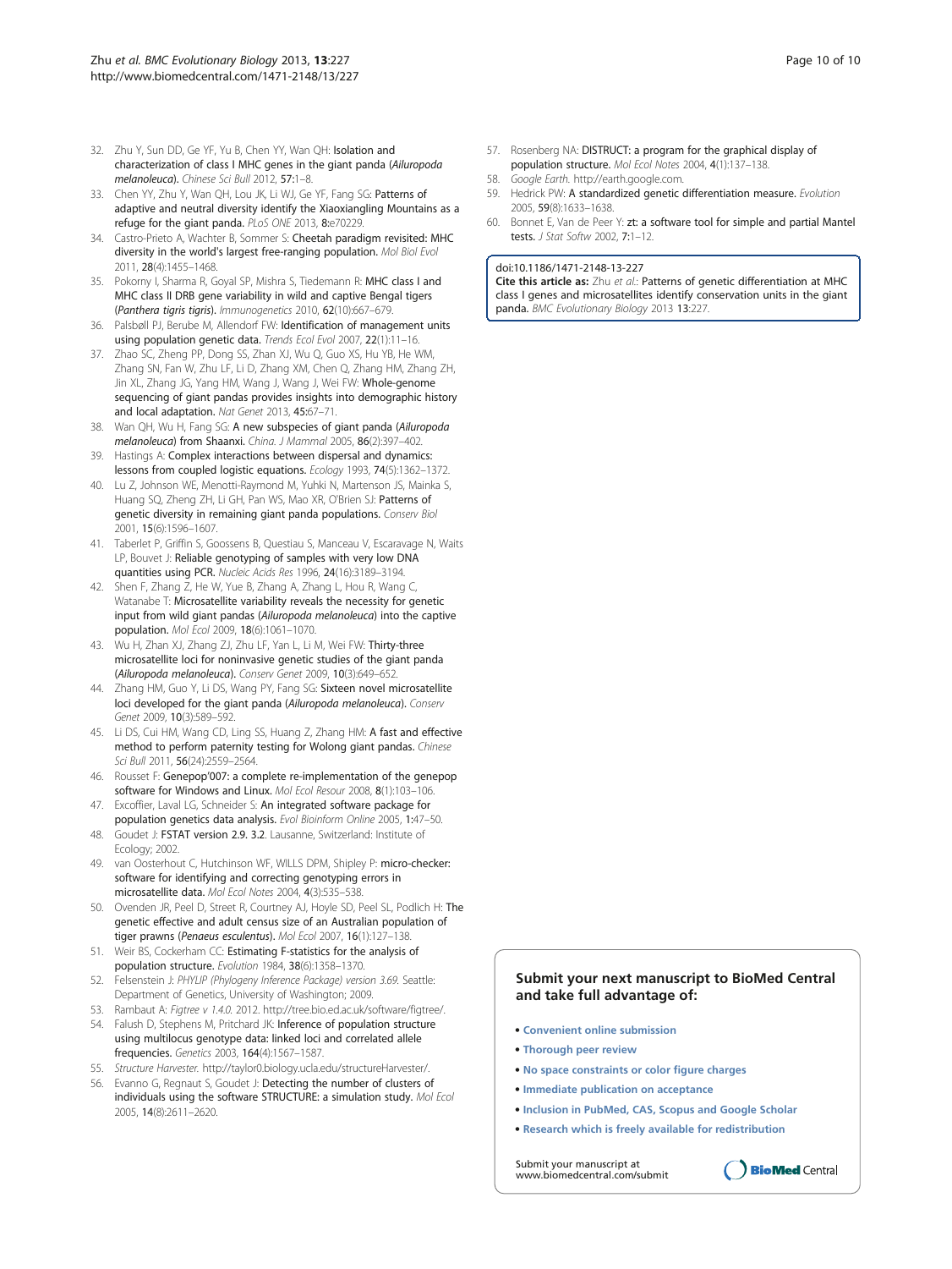32. Zhu Y, Sun DD, Ge YF, Yu B, Chen YY, Wan QH: **Isolation and characterization of class I MHC genes in the giant panda (*Ailuropoda melanoleuca*).** *Chinese Sci Bull* 2012, **57**:1–8.
33. Chen YY, Zhu Y, Wan QH, Lou JK, Li WJ, Ge YF, Fang SG: **Patterns of adaptive and neutral diversity identify the Xiaoxiangling Mountains as a refuge for the giant panda.** *PLoS ONE* 2013, **8**:e70229.
34. Castro-Prieto A, Wachter B, Sommer S: **Cheetah paradigm revisited: MHC diversity in the world's largest free-ranging population.** *Mol Biol Evol* 2011, **28**(4):1455–1468.
35. Pokorny I, Sharma R, Goyal SP, Mishra S, Tiedemann R: **MHC class I and MHC class II DRB gene variability in wild and captive Bengal tigers (*Panthera tigris tigris*).** *Immunogenetics* 2010, **62**(10):667–679.
36. Palsbøll PJ, Berube M, Allendorf FW: **Identification of management units using population genetic data.** *Trends Ecol Evol* 2007, **22**(1):11–16.
37. Zhao SC, Zheng PP, Dong SS, Zhan XJ, Wu Q, Guo XS, Hu YB, He WM, Zhang SN, Fan W, Zhu LF, Li D, Zhang XM, Chen Q, Zhang HM, Zhang ZH, Jin XL, Zhang JG, Yang HM, Wang J, Wang J, Wei FW: **Whole-genome sequencing of giant pandas provides insights into demographic history and local adaptation.** *Nat Genet* 2013, **45**:67–71.
38. Wan QH, Wu H, Fang SG: **A new subspecies of giant panda (*Ailuropoda melanoleuca*) from Shaanxi.** *China. J Mammal* 2005, **86**(2):397–402.
39. Hastings A: **Complex interactions between dispersal and dynamics: lessons from coupled logistic equations.** *Ecology* 1993, **74**(5):1362–1372.
40. Lu Z, Johnson WE, Menotti-Raymond M, Yuhki N, Martenson JS, Mainka S, Huang SQ, Zheng ZH, Li GH, Pan WS, Mao XR, O'Brien SJ: **Patterns of genetic diversity in remaining giant panda populations.** *Conserv Biol* 2001, **15**(6):1596–1607.
41. Taberlet P, Griffin S, Goossens B, Questiau S, Manceau V, Escaravage N, Waits LP, Bouvet J: **Reliable genotyping of samples with very low DNA quantities using PCR.** *Nucleic Acids Res* 1996, **24**(16):3189–3194.
42. Shen F, Zhang Z, He W, Yue B, Zhang A, Zhang L, Hou R, Wang C, Watanabe T: **Microsatellite variability reveals the necessity for genetic input from wild giant pandas (*Ailuropoda melanoleuca*) into the captive population.** *Mol Ecol* 2009, **18**(6):1061–1070.
43. Wu H, Zhan XJ, Zhang ZJ, Zhu LF, Yan L, Li M, Wei FW: **Thirty-three microsatellite loci for noninvasive genetic studies of the giant panda (*Ailuropoda melanoleuca*).** *Conserv Genet* 2009, **10**(3):649–652.
44. Zhang HM, Guo Y, Li DS, Wang PY, Fang SG: **Sixteen novel microsatellite loci developed for the giant panda (*Ailuropoda melanoleuca*).** *Conserv Genet* 2009, **10**(3):589–592.
45. Li DS, Cui HM, Wang CD, Ling SS, Huang Z, Zhang HM: **A fast and effective method to perform paternity testing for Wolong giant pandas.** *Chinese Sci Bull* 2011, **56**(24):2559–2564.
46. Rousset F: **Genepop'007: a complete re-implementation of the genepop software for Windows and Linux.** *Mol Ecol Resour* 2008, **8**(1):103–106.
47. Excoffier, Laval LG, Schneider S: **An integrated software package for population genetics data analysis.** *Evol Bioinform Online* 2005, **1**:47–50.
48. Goudet J: **FSTAT version 2.9. 3.2**. Lausanne, Switzerland: Institute of Ecology; 2002.
49. van Oosterhout C, Hutchinson WF, WILLS DPM, Shipley P: **micro-checker: software for identifying and correcting genotyping errors in microsatellite data.** *Mol Ecol Notes* 2004, **4**(3):535–538.
50. Ovenden JR, Peel D, Street R, Courtney AJ, Hoyle SD, Peel SL, Podlich H: **The genetic effective and adult census size of an Australian population of tiger prawns (*Penaeus esculentus*).** *Mol Ecol* 2007, **16**(1):127–138.
51. Weir BS, Cockerham CC: **Estimating F-statistics for the analysis of population structure.** *Evolution* 1984, **38**(6):1358–1370.
52. Felsenstein J: *PHYLIP (Phylogeny Inference Package) version 3.69.* Seattle: Department of Genetics, University of Washington; 2009.
53. Rambaut A: *Figtree v 1.4.0.* 2012. http://tree.bio.ed.ac.uk/software/figtree/.
54. Falush D, Stephens M, Pritchard JK: **Inference of population structure using multilocus genotype data: linked loci and correlated allele frequencies.** *Genetics* 2003, **164**(4):1567–1587.
55. *Structure Harvester.* http://taylor0.biology.ucla.edu/structureHarvester/.
56. Evanno G, Regnaut S, Goudet J: **Detecting the number of clusters of individuals using the software STRUCTURE: a simulation study.** *Mol Ecol* 2005, **14**(8):2611–2620.
57. Rosenberg NA: **DISTRUCT: a program for the graphical display of population structure.** *Mol Ecol Notes* 2004, **4**(1):137–138.
58. *Google Earth.* http://earth.google.com.
59. Hedrick PW: **A standardized genetic differentiation measure.** *Evolution* 2005, **59**(8):1633–1638.
60. Bonnet E, Van de Peer Y: **zt: a software tool for simple and partial Mantel tests.** *J Stat Softw* 2002, **7**:1–12.

doi:10.1186/1471-2148-13-227

**Cite this article as:** Zhu *et al.*: Patterns of genetic differentiation at MHC class I genes and microsatellites identify conservation units in the giant panda. *BMC Evolutionary Biology* 2013 **13**:227.

**Submit your next manuscript to BioMed Central and take full advantage of:**

- **Convenient online submission**
- **Thorough peer review**
- **No space constraints or color figure charges**
- **Immediate publication on acceptance**
- **Inclusion in PubMed, CAS, Scopus and Google Scholar**
- **Research which is freely available for redistribution**

Submit your manuscript at
www.biomedcentral.com/submit

BioMed Central